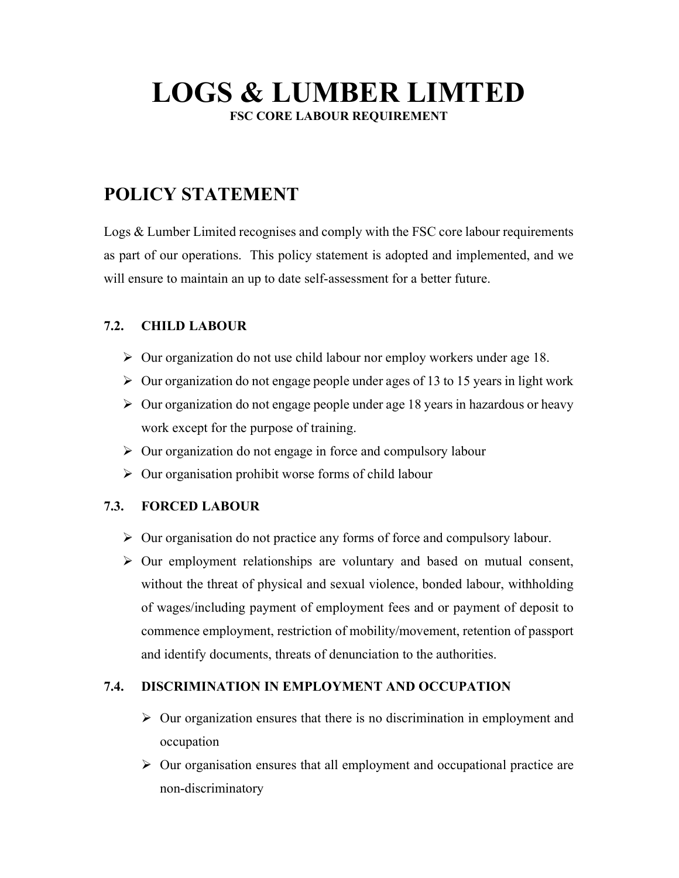# LOGS & LUMBER LIMTED

**FSC CORE LABOUR REQUIREMENT**

## POLICY STATEMENT

Logs & Lumber Limited recognises and comply with the FSC core labour requirements as part of our operations. This policy statement is adopted and implemented, and we will ensure to maintain an up to date self-assessment for a better future.

### 7.2. CHILD LABOUR

- Our organization do not use child labour nor employ workers under age 18.
- Our organization do not engage people under ages of 13 to 15 years in light work
- Our organization do not engage people under age 18 years in hazardous or heavy work except for the purpose of training.
- Our organization do not engage in force and compulsory labour
- Our organisation prohibit worse forms of child labour

### 7.3. FORCED LABOUR

- Our organisation do not practice any forms of force and compulsory labour.
- Our employment relationships are voluntary and based on mutual consent, without the threat of physical and sexual violence, bonded labour, withholding of wages/including payment of employment fees and or payment of deposit to commence employment, restriction of mobility/movement, retention of passport and identify documents, threats of denunciation to the authorities.

### 7.4. DISCRIMINATION IN EMPLOYMENT AND OCCUPATION

- Our organization ensures that there is no discrimination in employment and occupation
- Our organisation ensures that all employment and occupational practice are non-discriminatory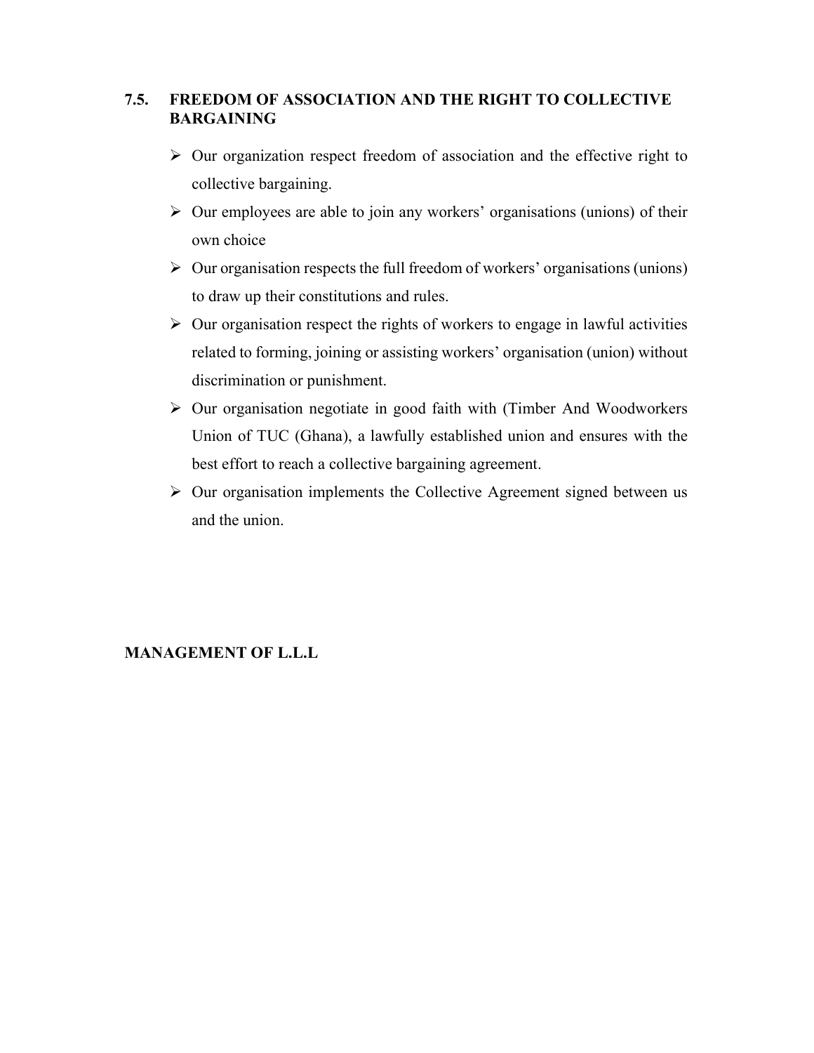## 7.5. FREEDOM OF ASSOCIATION AND THE RIGHT TO COLLECTIVE BARGAINING

- Our organization respect freedom of association and the effective right to collective bargaining.
- Our employees are able to join any workers' organisations (unions) of their own choice
- Our organisation respects the full freedom of workers' organisations (unions) to draw up their constitutions and rules.
- Our organisation respect the rights of workers to engage in lawful activities related to forming, joining or assisting workers' organisation (union) without discrimination or punishment.
- Our organisation negotiate in good faith with (Timber And Woodworkers Union of TUC (Ghana), a lawfully established union and ensures with the best effort to reach a collective bargaining agreement.
- Our organisation implements the Collective Agreement signed between us and the union.

**MANAGEMENT OF L.L.L**